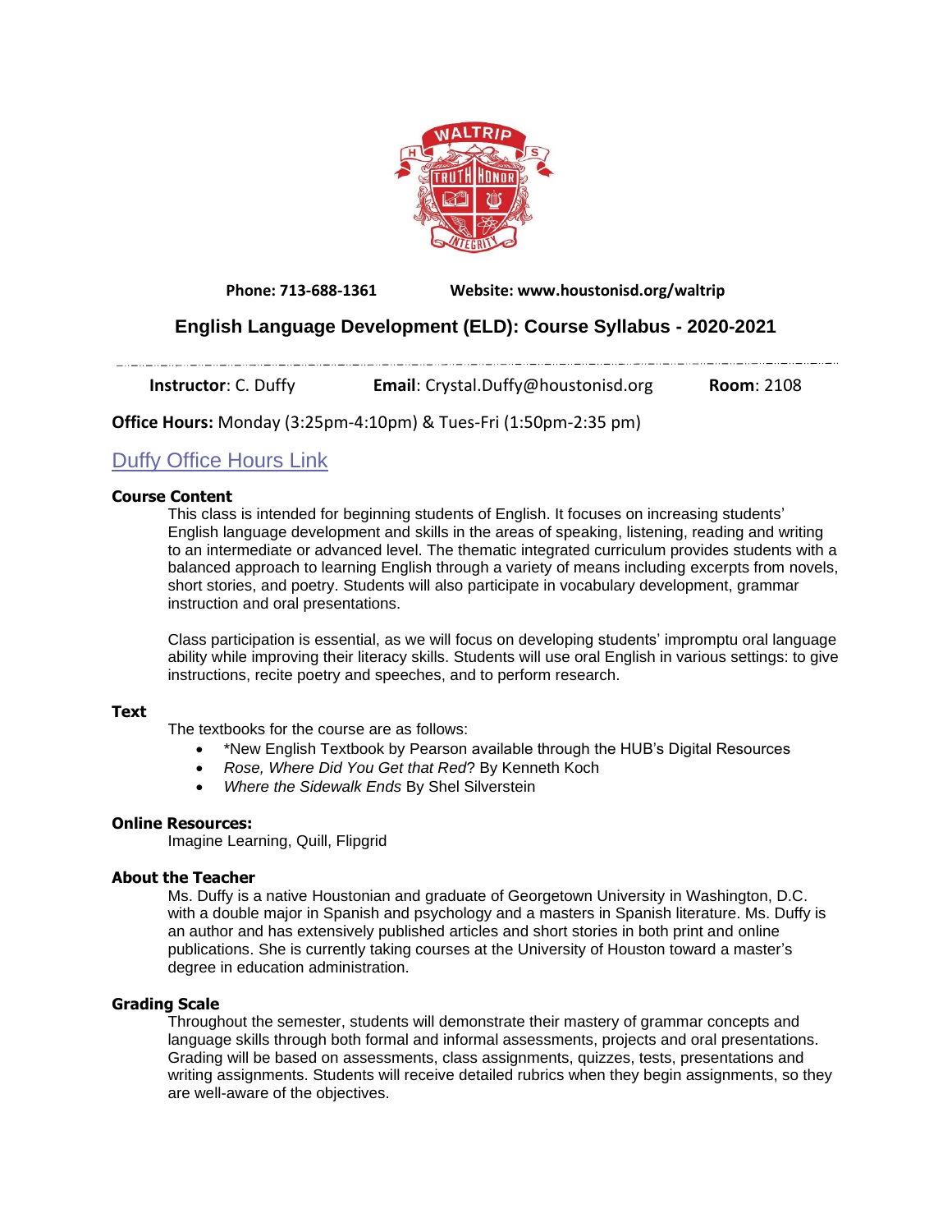**Phone: 713-688-1361** **Website: www.houstonisd.org/waltrip**

# English Language Development (ELD): Course Syllabus - 2020-2021

**Instructor**: C. Duffy **Email**: Crystal.Duffy@houstonisd.org **Room**: 2108

**Office Hours:** Monday (3:25pm-4:10pm) & Tues-Fri (1:50pm-2:35 pm)

Duffy Office Hours Link

### Course Content

This class is intended for beginning students of English. It focuses on increasing students' English language development and skills in the areas of speaking, listening, reading and writing to an intermediate or advanced level. The thematic integrated curriculum provides students with a balanced approach to learning English through a variety of means including excerpts from novels, short stories, and poetry. Students will also participate in vocabulary development, grammar instruction and oral presentations.

Class participation is essential, as we will focus on developing students' impromptu oral language ability while improving their literacy skills. Students will use oral English in various settings: to give instructions, recite poetry and speeches, and to perform research.

### Text

The textbooks for the course are as follows:

- *New English Textbook by Pearson available through the HUB's Digital Resources
- *Rose, Where Did You Get that Red*? By Kenneth Koch
- *Where the Sidewalk Ends* By Shel Silverstein

### Online Resources:

Imagine Learning, Quill, Flipgrid

### About the Teacher

Ms. Duffy is a native Houstonian and graduate of Georgetown University in Washington, D.C. with a double major in Spanish and psychology and a masters in Spanish literature. Ms. Duffy is an author and has extensively published articles and short stories in both print and online publications. She is currently taking courses at the University of Houston toward a master's degree in education administration.

### Grading Scale

Throughout the semester, students will demonstrate their mastery of grammar concepts and language skills through both formal and informal assessments, projects and oral presentations. Grading will be based on assessments, class assignments, quizzes, tests, presentations and writing assignments. Students will receive detailed rubrics when they begin assignments, so they are well-aware of the objectives.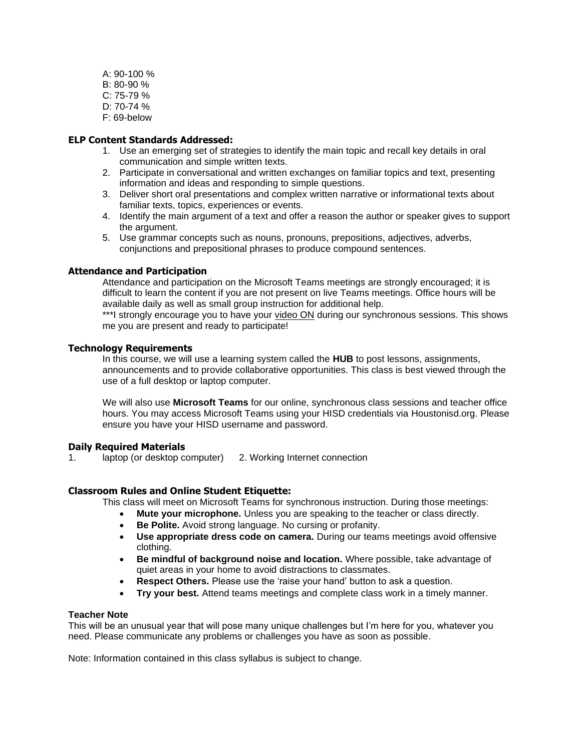A: 90-100 %
B: 80-90 %
C: 75-79 %
D: 70-74 %
F: 69-below

**ELP Content Standards Addressed:**

1. Use an emerging set of strategies to identify the main topic and recall key details in oral communication and simple written texts.
2. Participate in conversational and written exchanges on familiar topics and text, presenting information and ideas and responding to simple questions.
3. Deliver short oral presentations and complex written narrative or informational texts about familiar texts, topics, experiences or events.
4. Identify the main argument of a text and offer a reason the author or speaker gives to support the argument.
5. Use grammar concepts such as nouns, pronouns, prepositions, adjectives, adverbs, conjunctions and prepositional phrases to produce compound sentences.

**Attendance and Participation**

Attendance and participation on the Microsoft Teams meetings are strongly encouraged; it is difficult to learn the content if you are not present on live Teams meetings. Office hours will be available daily as well as small group instruction for additional help.
***I strongly encourage you to have your video ON during our synchronous sessions. This shows me you are present and ready to participate!

**Technology Requirements**

In this course, we will use a learning system called the **HUB** to post lessons, assignments, announcements and to provide collaborative opportunities. This class is best viewed through the use of a full desktop or laptop computer.

We will also use **Microsoft Teams** for our online, synchronous class sessions and teacher office hours. You may access Microsoft Teams using your HISD credentials via Houstonisd.org. Please ensure you have your HISD username and password.

**Daily Required Materials**

1. laptop (or desktop computer) 2. Working Internet connection

**Classroom Rules and Online Student Etiquette:**

This class will meet on Microsoft Teams for synchronous instruction. During those meetings:

- **Mute your microphone.** Unless you are speaking to the teacher or class directly.
- **Be Polite.** Avoid strong language. No cursing or profanity.
- **Use appropriate dress code on camera.** During our teams meetings avoid offensive clothing.
- **Be mindful of background noise and location.** Where possible, take advantage of quiet areas in your home to avoid distractions to classmates.
- **Respect Others.** Please use the 'raise your hand' button to ask a question.
- **Try your best.** Attend teams meetings and complete class work in a timely manner.

**Teacher Note**

This will be an unusual year that will pose many unique challenges but I'm here for you, whatever you need. Please communicate any problems or challenges you have as soon as possible.

Note: Information contained in this class syllabus is subject to change.